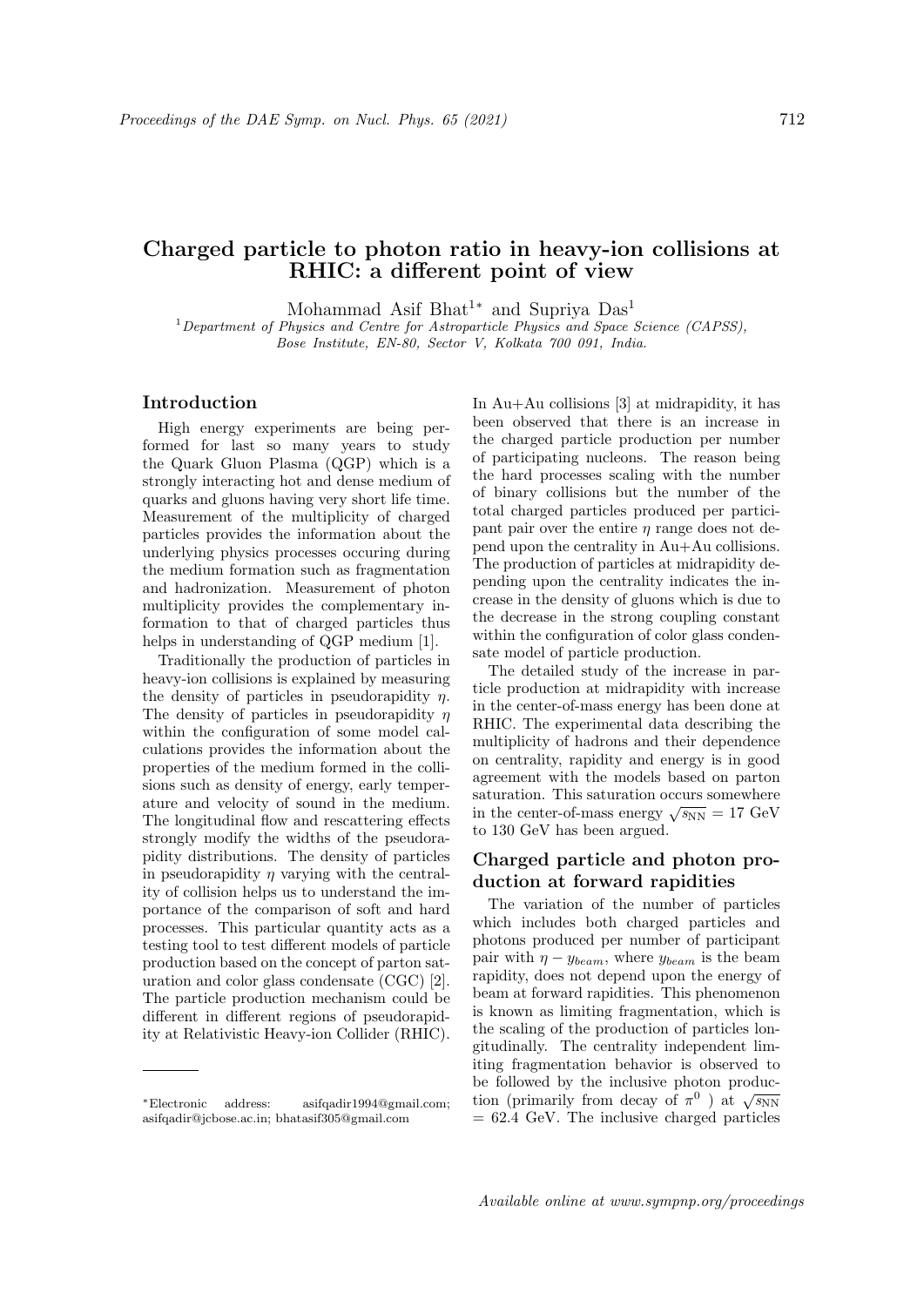# Charged particle to photon ratio in heavy-ion collisions at RHIC: a different point of view

Mohammad Asif Bhat[1*] and Supriya Das[1]

[1] *Department of Physics and Centre for Astroparticle Physics and Space Science (CAPSS), Bose Institute, EN-80, Sector V, Kolkata 700 091, India.*

## Introduction

High energy experiments are being performed for last so many years to study the Quark Gluon Plasma (QGP) which is a strongly interacting hot and dense medium of quarks and gluons having very short life time. Measurement of the multiplicity of charged particles provides the information about the underlying physics processes occuring during the medium formation such as fragmentation and hadronization. Measurement of photon multiplicity provides the complementary information to that of charged particles thus helps in understanding of QGP medium [1].

Traditionally the production of particles in heavy-ion collisions is explained by measuring the density of particles in pseudorapidity $\eta$. The density of particles in pseudorapidity $\eta$ within the configuration of some model calculations provides the information about the properties of the medium formed in the collisions such as density of energy, early temperature and velocity of sound in the medium. The longitudinal flow and rescattering effects strongly modify the widths of the pseudorapidity distributions. The density of particles in pseudorapidity $\eta$ varying with the centrality of collision helps us to understand the importance of the comparison of soft and hard processes. This particular quantity acts as a testing tool to test different models of particle production based on the concept of parton saturation and color glass condensate (CGC) [2]. The particle production mechanism could be different in different regions of pseudorapidity at Relativistic Heavy-ion Collider (RHIC). In Au+Au collisions [3] at midrapidity, it has been observed that there is an increase in the charged particle production per number of participating nucleons. The reason being the hard processes scaling with the number of binary collisions but the number of the total charged particles produced per participant pair over the entire $\eta$ range does not depend upon the centrality in Au+Au collisions. The production of particles at midrapidity depending upon the centrality indicates the increase in the density of gluons which is due to the decrease in the strong coupling constant within the configuration of color glass condensate model of particle production.

The detailed study of the increase in particle production at midrapidity with increase in the center-of-mass energy has been done at RHIC. The experimental data describing the multiplicity of hadrons and their dependence on centrality, rapidity and energy is in good agreement with the models based on parton saturation. This saturation occurs somewhere in the center-of-mass energy $\sqrt{s_{\rm NN}}$ = 17 GeV to 130 GeV has been argued.

## Charged particle and photon production at forward rapidities

The variation of the number of particles which includes both charged particles and photons produced per number of participant pair with $\eta - y_{beam}$, where $y_{beam}$ is the beam rapidity, does not depend upon the energy of beam at forward rapidities. This phenomenon is known as limiting fragmentation, which is the scaling of the production of particles longitudinally. The centrality independent limiting fragmentation behavior is observed to be followed by the inclusive photon production (primarily from decay of $\pi^0$ ) at $\sqrt{s_{\rm NN}}$ = 62.4 GeV. The inclusive charged particles

---

*Electronic address: asifqadir1994@gmail.com; asifqadir@jcbose.ac.in; bhatasif305@gmail.com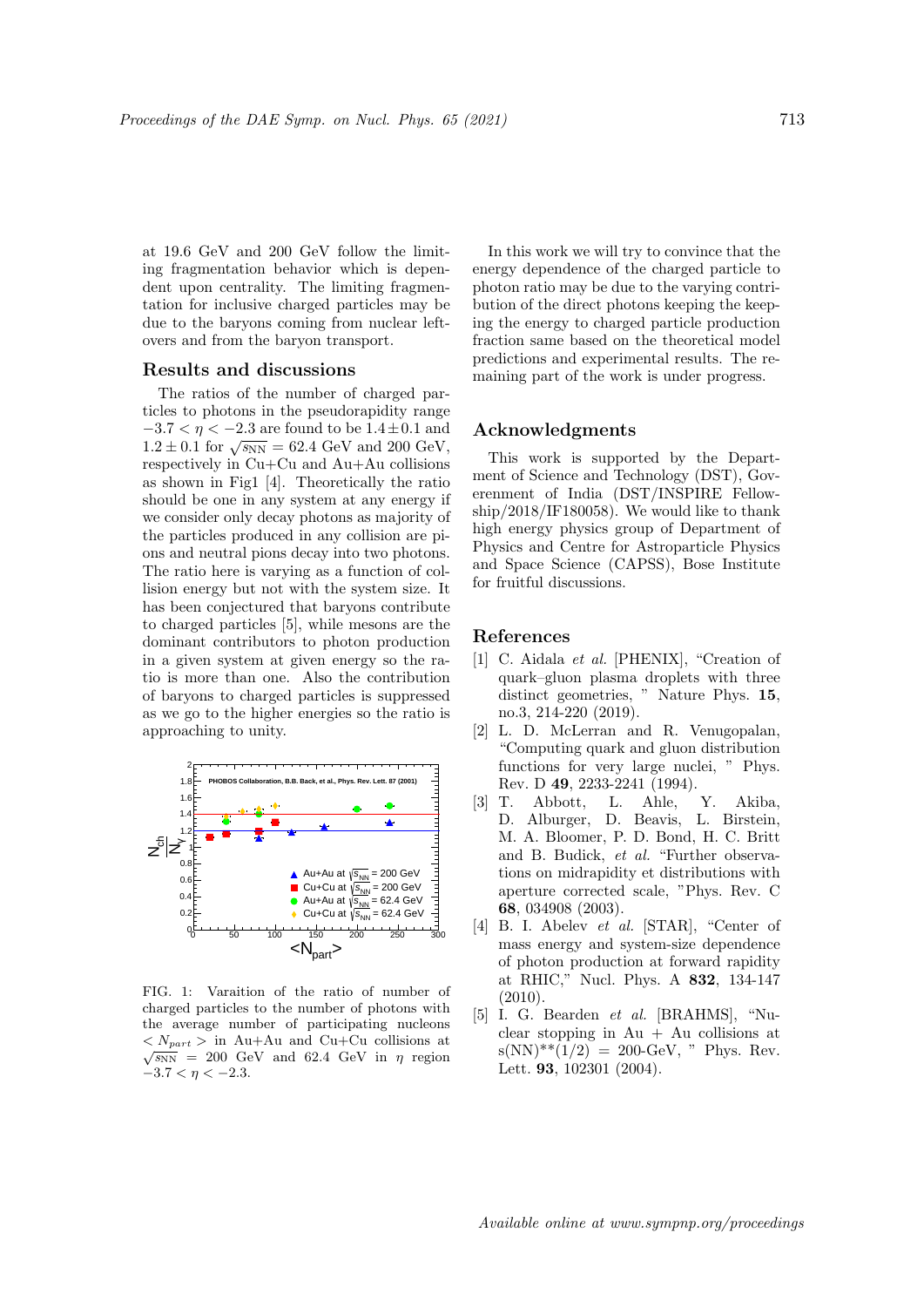at 19.6 GeV and 200 GeV follow the limiting fragmentation behavior which is dependent upon centrality. The limiting fragmentation for inclusive charged particles may be due to the baryons coming from nuclear leftovers and from the baryon transport.

## Results and discussions

The ratios of the number of charged particles to photons in the pseudorapidity range $-3.7 < \eta < -2.3$ are found to be $1.4 \pm 0.1$ and $1.2 \pm 0.1$ for $\sqrt{s_{\mathrm{NN}}} = 62.4$ GeV and 200 GeV, respectively in Cu+Cu and Au+Au collisions as shown in Fig1 [4]. Theoretically the ratio should be one in any system at any energy if we consider only decay photons as majority of the particles produced in any collision are pions and neutral pions decay into two photons. The ratio here is varying as a function of collision energy but not with the system size. It has been conjectured that baryons contribute to charged particles [5], while mesons are the dominant contributors to photon production in a given system at given energy so the ratio is more than one. Also the contribution of baryons to charged particles is suppressed as we go to the higher energies so the ratio is approaching to unity.

PHOBOS Collaboration, B.B. Back, et al., Phys. Rev. Lett. 87 (2001)

$N_{ch}/N_{\gamma}$

$<N_{part}>$

Au+Au at $\sqrt{s_{NN}}$ = 200 GeV
Cu+Cu at $\sqrt{s_{NN}}$ = 200 GeV
Au+Au at $\sqrt{s_{NN}}$ = 62.4 GeV
Cu+Cu at $\sqrt{s_{NN}}$ = 62.4 GeV

FIG. 1: Varaition of the ratio of number of charged particles to the number of photons with the average number of participating nucleons $< N_{part} >$ in Au+Au and Cu+Cu collisions at $\sqrt{s_{\mathrm{NN}}} = 200$ GeV and 62.4 GeV in $\eta$ region $-3.7 < \eta < -2.3$.

In this work we will try to convince that the energy dependence of the charged particle to photon ratio may be due to the varying contribution of the direct photons keeping the keeping the energy to charged particle production fraction same based on the theoretical model predictions and experimental results. The remaining part of the work is under progress.

## Acknowledgments

This work is supported by the Department of Science and Technology (DST), Goverenment of India (DST/INSPIRE Fellowship/2018/IF180058). We would like to thank high energy physics group of Department of Physics and Centre for Astroparticle Physics and Space Science (CAPSS), Bose Institute for fruitful discussions.

## References

[1] C. Aidala *et al.* [PHENIX], "Creation of quark–gluon plasma droplets with three distinct geometries, " Nature Phys. **15**, no.3, 214-220 (2019).

[2] L. D. McLerran and R. Venugopalan, "Computing quark and gluon distribution functions for very large nuclei, " Phys. Rev. D **49**, 2233-2241 (1994).

[3] T. Abbott, L. Ahle, Y. Akiba, D. Alburger, D. Beavis, L. Birstein, M. A. Bloomer, P. D. Bond, H. C. Britt and B. Budick, *et al.* "Further observations on midrapidity et distributions with aperture corrected scale, "Phys. Rev. C **68**, 034908 (2003).

[4] B. I. Abelev *et al.* [STAR], "Center of mass energy and system-size dependence of photon production at forward rapidity at RHIC," Nucl. Phys. A **832**, 134-147 (2010).

[5] I. G. Bearden *et al.* [BRAHMS], "Nuclear stopping in Au + Au collisions at s(NN)**(1/2) = 200-GeV, " Phys. Rev. Lett. **93**, 102301 (2004).